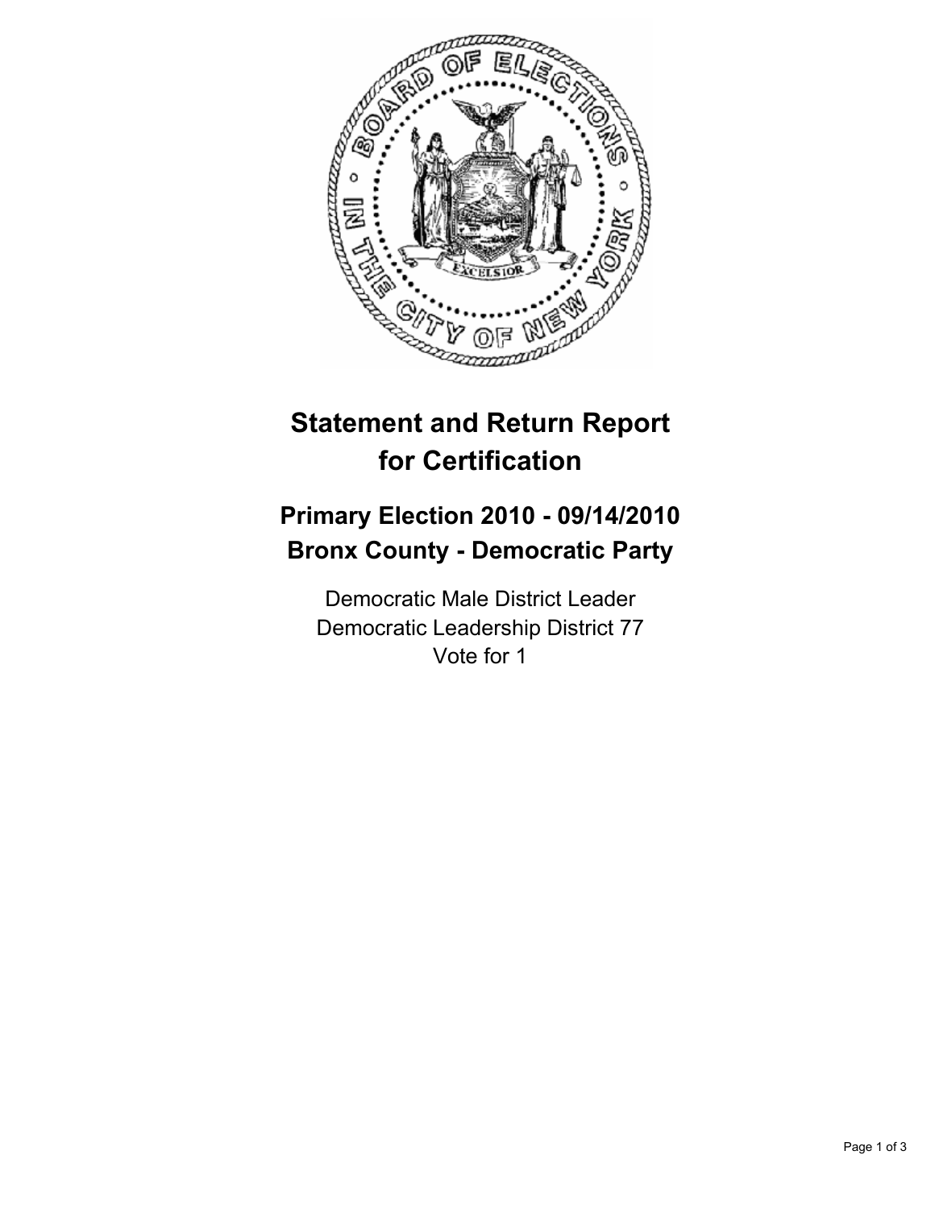# Statement and Return Report for Certification

## Primary Election 2010 - 09/14/2010
## Bronx County - Democratic Party

Democratic Male District Leader
Democratic Leadership District 77
Vote for 1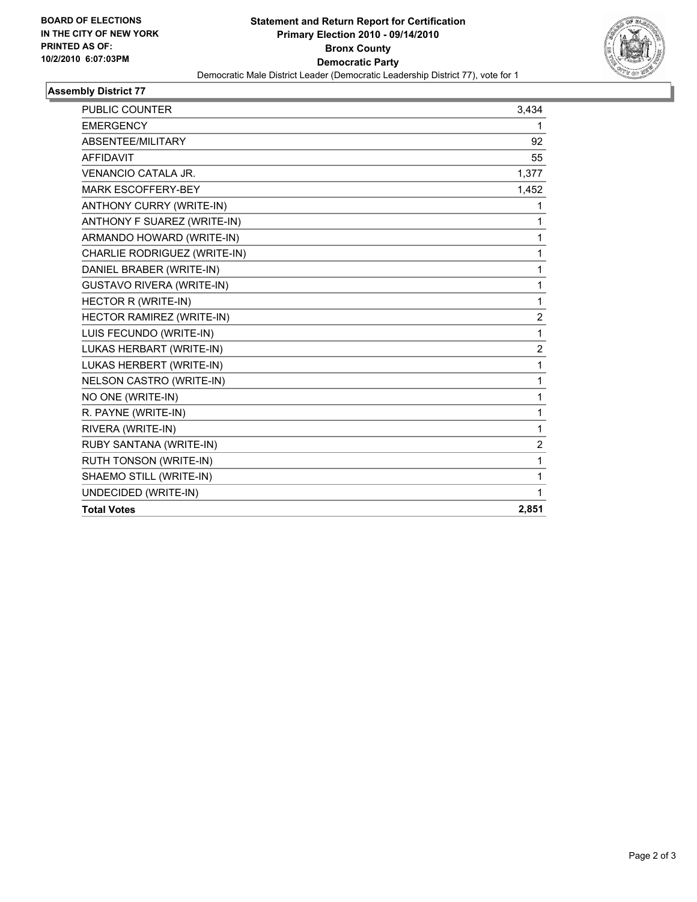**BOARD OF ELECTIONS IN THE CITY OF NEW YORK PRINTED AS OF: 10/2/2010 6:07:03PM**

# Statement and Return Report for Certification
## Primary Election 2010 - 09/14/2010
## Bronx County
## Democratic Party

Democratic Male District Leader (Democratic Leadership District 77), vote for 1

### Assembly District 77

| | |
|---|---|
| PUBLIC COUNTER | 3,434 |
| EMERGENCY | 1 |
| ABSENTEE/MILITARY | 92 |
| AFFIDAVIT | 55 |
| VENANCIO CATALA JR. | 1,377 |
| MARK ESCOFFERY-BEY | 1,452 |
| ANTHONY CURRY (WRITE-IN) | 1 |
| ANTHONY F SUAREZ (WRITE-IN) | 1 |
| ARMANDO HOWARD (WRITE-IN) | 1 |
| CHARLIE RODRIGUEZ (WRITE-IN) | 1 |
| DANIEL BRABER (WRITE-IN) | 1 |
| GUSTAVO RIVERA (WRITE-IN) | 1 |
| HECTOR R (WRITE-IN) | 1 |
| HECTOR RAMIREZ (WRITE-IN) | 2 |
| LUIS FECUNDO (WRITE-IN) | 1 |
| LUKAS HERBART (WRITE-IN) | 2 |
| LUKAS HERBERT (WRITE-IN) | 1 |
| NELSON CASTRO (WRITE-IN) | 1 |
| NO ONE (WRITE-IN) | 1 |
| R. PAYNE (WRITE-IN) | 1 |
| RIVERA (WRITE-IN) | 1 |
| RUBY SANTANA (WRITE-IN) | 2 |
| RUTH TONSON (WRITE-IN) | 1 |
| SHAEMO STILL (WRITE-IN) | 1 |
| UNDECIDED (WRITE-IN) | 1 |
| **Total Votes** | **2,851** |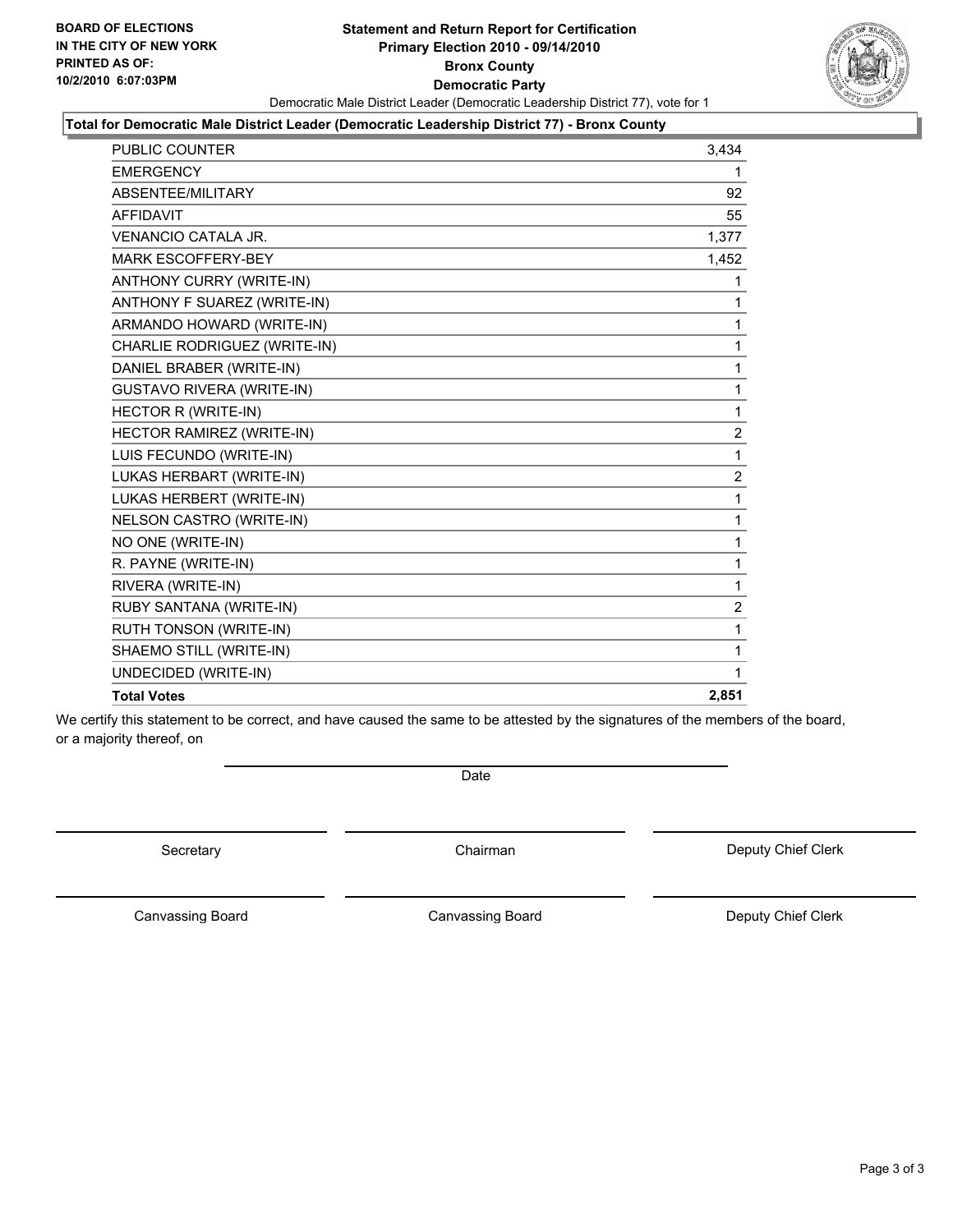**BOARD OF ELECTIONS IN THE CITY OF NEW YORK PRINTED AS OF: 10/2/2010 6:07:03PM**

**Statement and Return Report for Certification**
**Primary Election 2010 - 09/14/2010**
**Bronx County**
**Democratic Party**

Democratic Male District Leader (Democratic Leadership District 77), vote for 1

**Total for Democratic Male District Leader (Democratic Leadership District 77) - Bronx County**

| | |
|---|---|
| PUBLIC COUNTER | 3,434 |
| EMERGENCY | 1 |
| ABSENTEE/MILITARY | 92 |
| AFFIDAVIT | 55 |
| VENANCIO CATALA JR. | 1,377 |
| MARK ESCOFFERY-BEY | 1,452 |
| ANTHONY CURRY (WRITE-IN) | 1 |
| ANTHONY F SUAREZ (WRITE-IN) | 1 |
| ARMANDO HOWARD (WRITE-IN) | 1 |
| CHARLIE RODRIGUEZ (WRITE-IN) | 1 |
| DANIEL BRABER (WRITE-IN) | 1 |
| GUSTAVO RIVERA (WRITE-IN) | 1 |
| HECTOR R (WRITE-IN) | 1 |
| HECTOR RAMIREZ (WRITE-IN) | 2 |
| LUIS FECUNDO (WRITE-IN) | 1 |
| LUKAS HERBART (WRITE-IN) | 2 |
| LUKAS HERBERT (WRITE-IN) | 1 |
| NELSON CASTRO (WRITE-IN) | 1 |
| NO ONE (WRITE-IN) | 1 |
| R. PAYNE (WRITE-IN) | 1 |
| RIVERA (WRITE-IN) | 1 |
| RUBY SANTANA (WRITE-IN) | 2 |
| RUTH TONSON (WRITE-IN) | 1 |
| SHAEMO STILL (WRITE-IN) | 1 |
| UNDECIDED (WRITE-IN) | 1 |
| **Total Votes** | **2,851** |

We certify this statement to be correct, and have caused the same to be attested by the signatures of the members of the board, or a majority thereof, on

Date

Secretary | Chairman | Deputy Chief Clerk

Canvassing Board | Canvassing Board | Deputy Chief Clerk